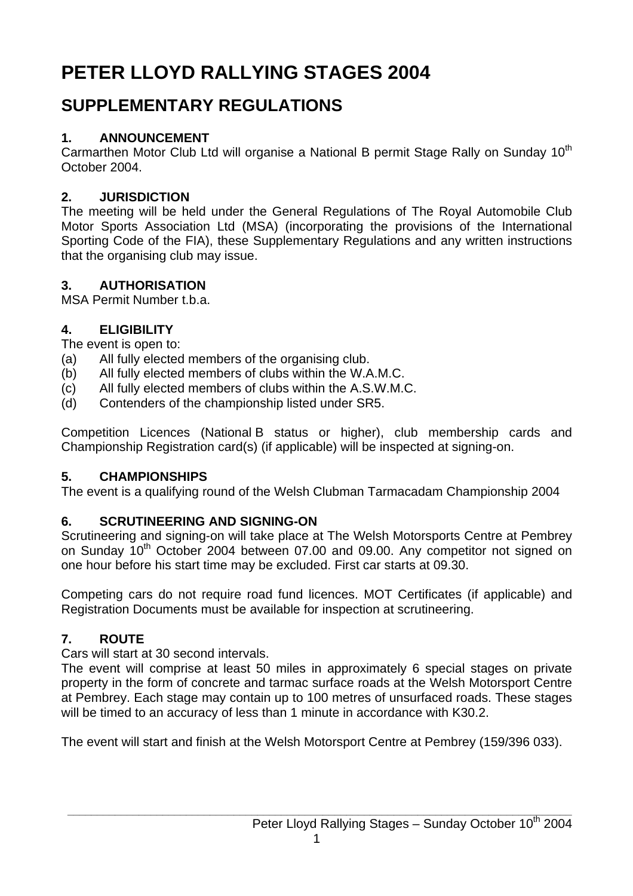# PETER LLOYD RALLYING STAGES 2004

## SUPPLEMENTARY REGULATIONS

### 1. ANNOUNCEMENT

Carmarthen Motor Club Ltd will organise a National B permit Stage Rally on Sunday 10th October 2004.

### 2. JURISDICTION

The meeting will be held under the General Regulations of The Royal Automobile Club Motor Sports Association Ltd (MSA) (incorporating the provisions of the International Sporting Code of the FIA), these Supplementary Regulations and any written instructions that the organising club may issue.

### 3. AUTHORISATION

MSA Permit Number t.b.a.

### 4. ELIGIBILITY

The event is open to:

(a) All fully elected members of the organising club.
(b) All fully elected members of clubs within the W.A.M.C.
(c) All fully elected members of clubs within the A.S.W.M.C.
(d) Contenders of the championship listed under SR5.

Competition Licences (National B status or higher), club membership cards and Championship Registration card(s) (if applicable) will be inspected at signing-on.

### 5. CHAMPIONSHIPS

The event is a qualifying round of the Welsh Clubman Tarmacadam Championship 2004

### 6. SCRUTINEERING AND SIGNING-ON

Scrutineering and signing-on will take place at The Welsh Motorsports Centre at Pembrey on Sunday 10th October 2004 between 07.00 and 09.00. Any competitor not signed on one hour before his start time may be excluded. First car starts at 09.30.

Competing cars do not require road fund licences. MOT Certificates (if applicable) and Registration Documents must be available for inspection at scrutineering.

### 7. ROUTE

Cars will start at 30 second intervals.

The event will comprise at least 50 miles in approximately 6 special stages on private property in the form of concrete and tarmac surface roads at the Welsh Motorsport Centre at Pembrey. Each stage may contain up to 100 metres of unsurfaced roads. These stages will be timed to an accuracy of less than 1 minute in accordance with K30.2.

The event will start and finish at the Welsh Motorsport Centre at Pembrey (159/396 033).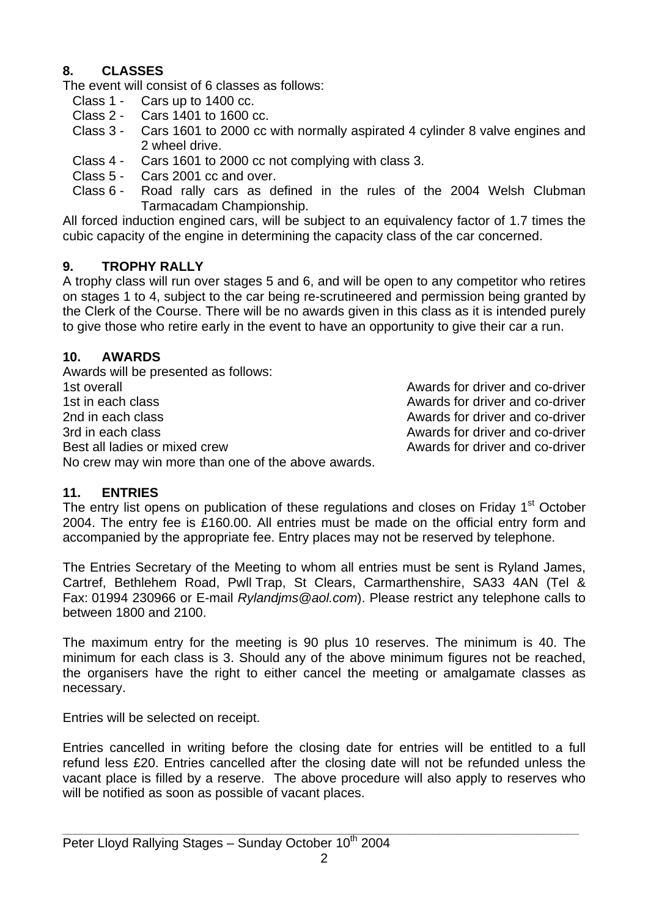## 8. CLASSES

The event will consist of 6 classes as follows:

- Class 1 - Cars up to 1400 cc.
- Class 2 - Cars 1401 to 1600 cc.
- Class 3 - Cars 1601 to 2000 cc with normally aspirated 4 cylinder 8 valve engines and 2 wheel drive.
- Class 4 - Cars 1601 to 2000 cc not complying with class 3.
- Class 5 - Cars 2001 cc and over.
- Class 6 - Road rally cars as defined in the rules of the 2004 Welsh Clubman Tarmacadam Championship.

All forced induction engined cars, will be subject to an equivalency factor of 1.7 times the cubic capacity of the engine in determining the capacity class of the car concerned.

## 9. TROPHY RALLY

A trophy class will run over stages 5 and 6, and will be open to any competitor who retires on stages 1 to 4, subject to the car being re-scrutineered and permission being granted by the Clerk of the Course. There will be no awards given in this class as it is intended purely to give those who retire early in the event to have an opportunity to give their car a run.

## 10. AWARDS

Awards will be presented as follows:

| | |
|---|---|
| 1st overall | Awards for driver and co-driver |
| 1st in each class | Awards for driver and co-driver |
| 2nd in each class | Awards for driver and co-driver |
| 3rd in each class | Awards for driver and co-driver |
| Best all ladies or mixed crew | Awards for driver and co-driver |

No crew may win more than one of the above awards.

## 11. ENTRIES

The entry list opens on publication of these regulations and closes on Friday 1st October 2004. The entry fee is £160.00. All entries must be made on the official entry form and accompanied by the appropriate fee. Entry places may not be reserved by telephone.

The Entries Secretary of the Meeting to whom all entries must be sent is Ryland James, Cartref, Bethlehem Road, Pwll Trap, St Clears, Carmarthenshire, SA33 4AN (Tel & Fax: 01994 230966 or E-mail *Rylandjms@aol.com*). Please restrict any telephone calls to between 1800 and 2100.

The maximum entry for the meeting is 90 plus 10 reserves. The minimum is 40. The minimum for each class is 3. Should any of the above minimum figures not be reached, the organisers have the right to either cancel the meeting or amalgamate classes as necessary.

Entries will be selected on receipt.

Entries cancelled in writing before the closing date for entries will be entitled to a full refund less £20. Entries cancelled after the closing date will not be refunded unless the vacant place is filled by a reserve. The above procedure will also apply to reserves who will be notified as soon as possible of vacant places.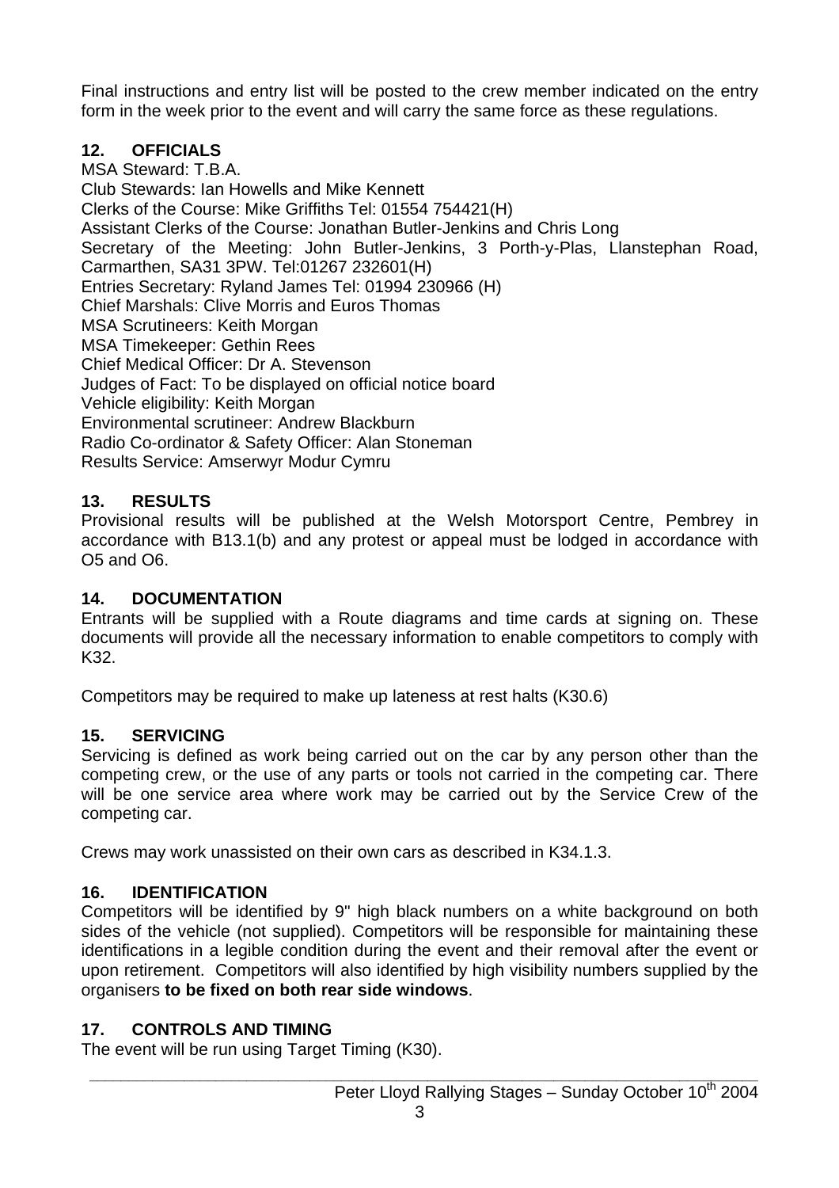Final instructions and entry list will be posted to the crew member indicated on the entry form in the week prior to the event and will carry the same force as these regulations.

## 12. OFFICIALS

MSA Steward: T.B.A.
Club Stewards: Ian Howells and Mike Kennett
Clerks of the Course: Mike Griffiths Tel: 01554 754421(H)
Assistant Clerks of the Course: Jonathan Butler-Jenkins and Chris Long
Secretary of the Meeting: John Butler-Jenkins, 3 Porth-y-Plas, Llanstephan Road, Carmarthen, SA31 3PW. Tel:01267 232601(H)
Entries Secretary: Ryland James Tel: 01994 230966 (H)
Chief Marshals: Clive Morris and Euros Thomas
MSA Scrutineers: Keith Morgan
MSA Timekeeper: Gethin Rees
Chief Medical Officer: Dr A. Stevenson
Judges of Fact: To be displayed on official notice board
Vehicle eligibility: Keith Morgan
Environmental scrutineer: Andrew Blackburn
Radio Co-ordinator & Safety Officer: Alan Stoneman
Results Service: Amserwyr Modur Cymru

## 13. RESULTS

Provisional results will be published at the Welsh Motorsport Centre, Pembrey in accordance with B13.1(b) and any protest or appeal must be lodged in accordance with O5 and O6.

## 14. DOCUMENTATION

Entrants will be supplied with a Route diagrams and time cards at signing on. These documents will provide all the necessary information to enable competitors to comply with K32.

Competitors may be required to make up lateness at rest halts (K30.6)

## 15. SERVICING

Servicing is defined as work being carried out on the car by any person other than the competing crew, or the use of any parts or tools not carried in the competing car. There will be one service area where work may be carried out by the Service Crew of the competing car.

Crews may work unassisted on their own cars as described in K34.1.3.

## 16. IDENTIFICATION

Competitors will be identified by 9" high black numbers on a white background on both sides of the vehicle (not supplied). Competitors will be responsible for maintaining these identifications in a legible condition during the event and their removal after the event or upon retirement. Competitors will also identified by high visibility numbers supplied by the organisers **to be fixed on both rear side windows**.

## 17. CONTROLS AND TIMING

The event will be run using Target Timing (K30).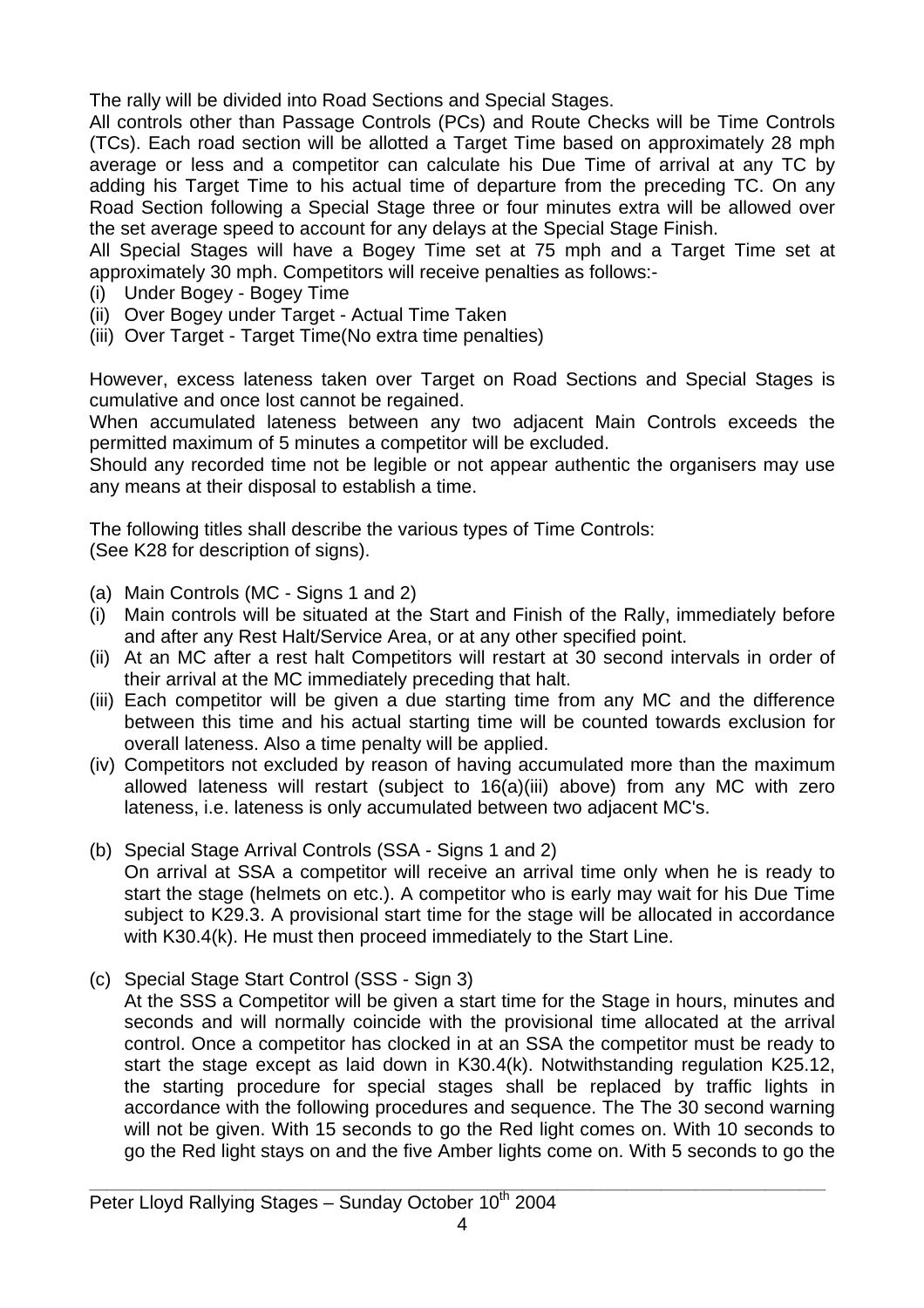The rally will be divided into Road Sections and Special Stages.

All controls other than Passage Controls (PCs) and Route Checks will be Time Controls (TCs). Each road section will be allotted a Target Time based on approximately 28 mph average or less and a competitor can calculate his Due Time of arrival at any TC by adding his Target Time to his actual time of departure from the preceding TC. On any Road Section following a Special Stage three or four minutes extra will be allowed over the set average speed to account for any delays at the Special Stage Finish.

All Special Stages will have a Bogey Time set at 75 mph and a Target Time set at approximately 30 mph. Competitors will receive penalties as follows:-

(i) Under Bogey - Bogey Time
(ii) Over Bogey under Target - Actual Time Taken
(iii) Over Target - Target Time(No extra time penalties)

However, excess lateness taken over Target on Road Sections and Special Stages is cumulative and once lost cannot be regained.

When accumulated lateness between any two adjacent Main Controls exceeds the permitted maximum of 5 minutes a competitor will be excluded.

Should any recorded time not be legible or not appear authentic the organisers may use any means at their disposal to establish a time.

The following titles shall describe the various types of Time Controls:
(See K28 for description of signs).

(a) Main Controls (MC - Signs 1 and 2)

(i) Main controls will be situated at the Start and Finish of the Rally, immediately before and after any Rest Halt/Service Area, or at any other specified point.
(ii) At an MC after a rest halt Competitors will restart at 30 second intervals in order of their arrival at the MC immediately preceding that halt.
(iii) Each competitor will be given a due starting time from any MC and the difference between this time and his actual starting time will be counted towards exclusion for overall lateness. Also a time penalty will be applied.
(iv) Competitors not excluded by reason of having accumulated more than the maximum allowed lateness will restart (subject to 16(a)(iii) above) from any MC with zero lateness, i.e. lateness is only accumulated between two adjacent MC's.

(b) Special Stage Arrival Controls (SSA - Signs 1 and 2)

On arrival at SSA a competitor will receive an arrival time only when he is ready to start the stage (helmets on etc.). A competitor who is early may wait for his Due Time subject to K29.3. A provisional start time for the stage will be allocated in accordance with K30.4(k). He must then proceed immediately to the Start Line.

(c) Special Stage Start Control (SSS - Sign 3)

At the SSS a Competitor will be given a start time for the Stage in hours, minutes and seconds and will normally coincide with the provisional time allocated at the arrival control. Once a competitor has clocked in at an SSA the competitor must be ready to start the stage except as laid down in K30.4(k). Notwithstanding regulation K25.12, the starting procedure for special stages shall be replaced by traffic lights in accordance with the following procedures and sequence. The The 30 second warning will not be given. With 15 seconds to go the Red light comes on. With 10 seconds to go the Red light stays on and the five Amber lights come on. With 5 seconds to go the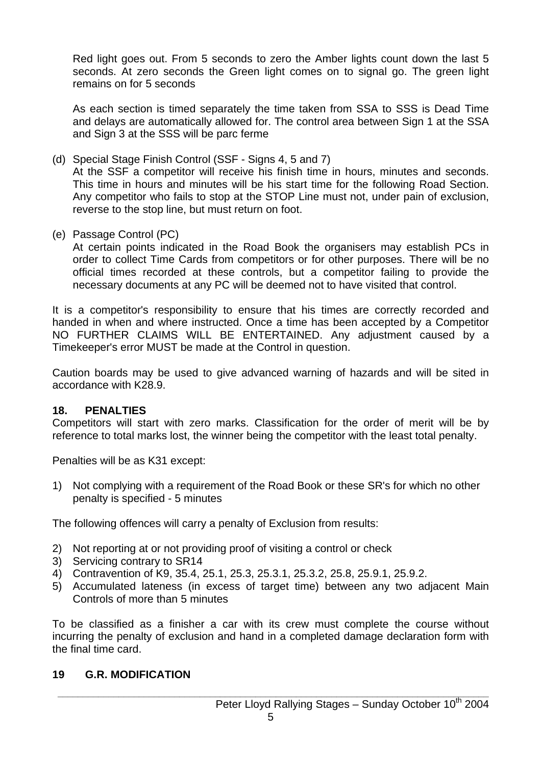Red light goes out. From 5 seconds to zero the Amber lights count down the last 5 seconds. At zero seconds the Green light comes on to signal go. The green light remains on for 5 seconds

As each section is timed separately the time taken from SSA to SSS is Dead Time and delays are automatically allowed for. The control area between Sign 1 at the SSA and Sign 3 at the SSS will be parc ferme

(d) Special Stage Finish Control (SSF - Signs 4, 5 and 7)
At the SSF a competitor will receive his finish time in hours, minutes and seconds. This time in hours and minutes will be his start time for the following Road Section. Any competitor who fails to stop at the STOP Line must not, under pain of exclusion, reverse to the stop line, but must return on foot.

(e) Passage Control (PC)
At certain points indicated in the Road Book the organisers may establish PCs in order to collect Time Cards from competitors or for other purposes. There will be no official times recorded at these controls, but a competitor failing to provide the necessary documents at any PC will be deemed not to have visited that control.

It is a competitor's responsibility to ensure that his times are correctly recorded and handed in when and where instructed. Once a time has been accepted by a Competitor NO FURTHER CLAIMS WILL BE ENTERTAINED. Any adjustment caused by a Timekeeper's error MUST be made at the Control in question.

Caution boards may be used to give advanced warning of hazards and will be sited in accordance with K28.9.

## 18. PENALTIES

Competitors will start with zero marks. Classification for the order of merit will be by reference to total marks lost, the winner being the competitor with the least total penalty.

Penalties will be as K31 except:

1) Not complying with a requirement of the Road Book or these SR's for which no other penalty is specified - 5 minutes

The following offences will carry a penalty of Exclusion from results:

2) Not reporting at or not providing proof of visiting a control or check
3) Servicing contrary to SR14
4) Contravention of K9, 35.4, 25.1, 25.3, 25.3.1, 25.3.2, 25.8, 25.9.1, 25.9.2.
5) Accumulated lateness (in excess of target time) between any two adjacent Main Controls of more than 5 minutes

To be classified as a finisher a car with its crew must complete the course without incurring the penalty of exclusion and hand in a completed damage declaration form with the final time card.

## 19 G.R. MODIFICATION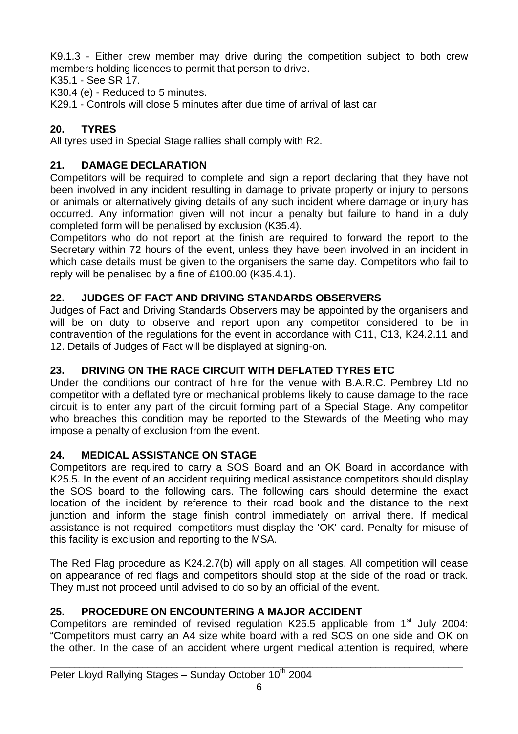K9.1.3 - Either crew member may drive during the competition subject to both crew members holding licences to permit that person to drive.

K35.1 - See SR 17.

K30.4 (e) - Reduced to 5 minutes.

K29.1 - Controls will close 5 minutes after due time of arrival of last car

## 20. TYRES

All tyres used in Special Stage rallies shall comply with R2.

## 21. DAMAGE DECLARATION

Competitors will be required to complete and sign a report declaring that they have not been involved in any incident resulting in damage to private property or injury to persons or animals or alternatively giving details of any such incident where damage or injury has occurred. Any information given will not incur a penalty but failure to hand in a duly completed form will be penalised by exclusion (K35.4).

Competitors who do not report at the finish are required to forward the report to the Secretary within 72 hours of the event, unless they have been involved in an incident in which case details must be given to the organisers the same day. Competitors who fail to reply will be penalised by a fine of £100.00 (K35.4.1).

## 22. JUDGES OF FACT AND DRIVING STANDARDS OBSERVERS

Judges of Fact and Driving Standards Observers may be appointed by the organisers and will be on duty to observe and report upon any competitor considered to be in contravention of the regulations for the event in accordance with C11, C13, K24.2.11 and 12. Details of Judges of Fact will be displayed at signing-on.

## 23. DRIVING ON THE RACE CIRCUIT WITH DEFLATED TYRES ETC

Under the conditions our contract of hire for the venue with B.A.R.C. Pembrey Ltd no competitor with a deflated tyre or mechanical problems likely to cause damage to the race circuit is to enter any part of the circuit forming part of a Special Stage. Any competitor who breaches this condition may be reported to the Stewards of the Meeting who may impose a penalty of exclusion from the event.

## 24. MEDICAL ASSISTANCE ON STAGE

Competitors are required to carry a SOS Board and an OK Board in accordance with K25.5. In the event of an accident requiring medical assistance competitors should display the SOS board to the following cars. The following cars should determine the exact location of the incident by reference to their road book and the distance to the next junction and inform the stage finish control immediately on arrival there. If medical assistance is not required, competitors must display the 'OK' card. Penalty for misuse of this facility is exclusion and reporting to the MSA.

The Red Flag procedure as K24.2.7(b) will apply on all stages. All competition will cease on appearance of red flags and competitors should stop at the side of the road or track. They must not proceed until advised to do so by an official of the event.

## 25. PROCEDURE ON ENCOUNTERING A MAJOR ACCIDENT

Competitors are reminded of revised regulation K25.5 applicable from 1st July 2004: "Competitors must carry an A4 size white board with a red SOS on one side and OK on the other. In the case of an accident where urgent medical attention is required, where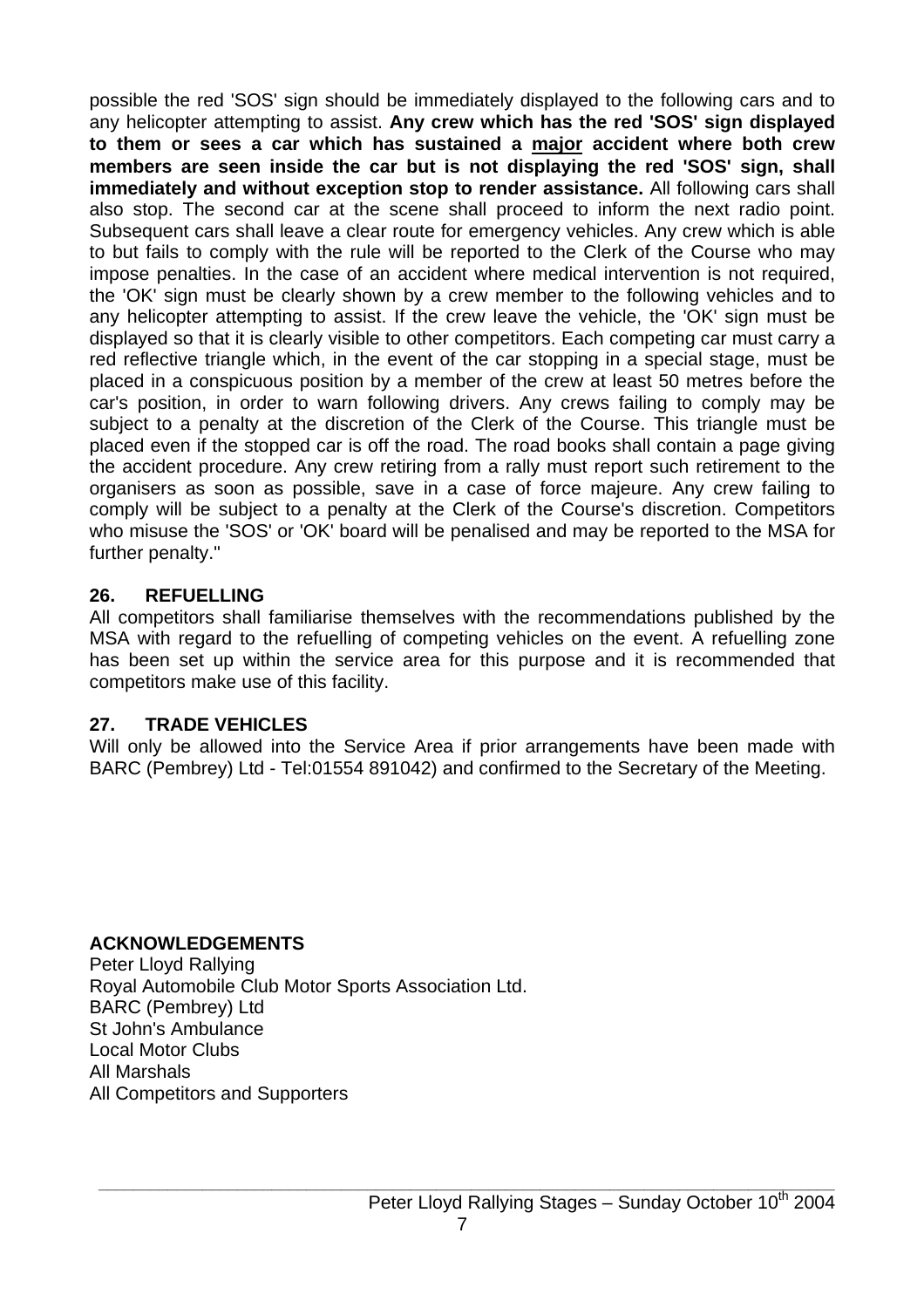possible the red 'SOS' sign should be immediately displayed to the following cars and to any helicopter attempting to assist. **Any crew which has the red 'SOS' sign displayed to them or sees a car which has sustained a <u>major</u> accident where both crew members are seen inside the car but is not displaying the red 'SOS' sign, shall immediately and without exception stop to render assistance.** All following cars shall also stop. The second car at the scene shall proceed to inform the next radio point. Subsequent cars shall leave a clear route for emergency vehicles. Any crew which is able to but fails to comply with the rule will be reported to the Clerk of the Course who may impose penalties. In the case of an accident where medical intervention is not required, the 'OK' sign must be clearly shown by a crew member to the following vehicles and to any helicopter attempting to assist. If the crew leave the vehicle, the 'OK' sign must be displayed so that it is clearly visible to other competitors. Each competing car must carry a red reflective triangle which, in the event of the car stopping in a special stage, must be placed in a conspicuous position by a member of the crew at least 50 metres before the car's position, in order to warn following drivers. Any crews failing to comply may be subject to a penalty at the discretion of the Clerk of the Course. This triangle must be placed even if the stopped car is off the road. The road books shall contain a page giving the accident procedure. Any crew retiring from a rally must report such retirement to the organisers as soon as possible, save in a case of force majeure. Any crew failing to comply will be subject to a penalty at the Clerk of the Course's discretion. Competitors who misuse the 'SOS' or 'OK' board will be penalised and may be reported to the MSA for further penalty."

## 26. REFUELLING

All competitors shall familiarise themselves with the recommendations published by the MSA with regard to the refuelling of competing vehicles on the event. A refuelling zone has been set up within the service area for this purpose and it is recommended that competitors make use of this facility.

## 27. TRADE VEHICLES

Will only be allowed into the Service Area if prior arrangements have been made with BARC (Pembrey) Ltd - Tel:01554 891042) and confirmed to the Secretary of the Meeting.

## ACKNOWLEDGEMENTS

Peter Lloyd Rallying
Royal Automobile Club Motor Sports Association Ltd.
BARC (Pembrey) Ltd
St John's Ambulance
Local Motor Clubs
All Marshals
All Competitors and Supporters